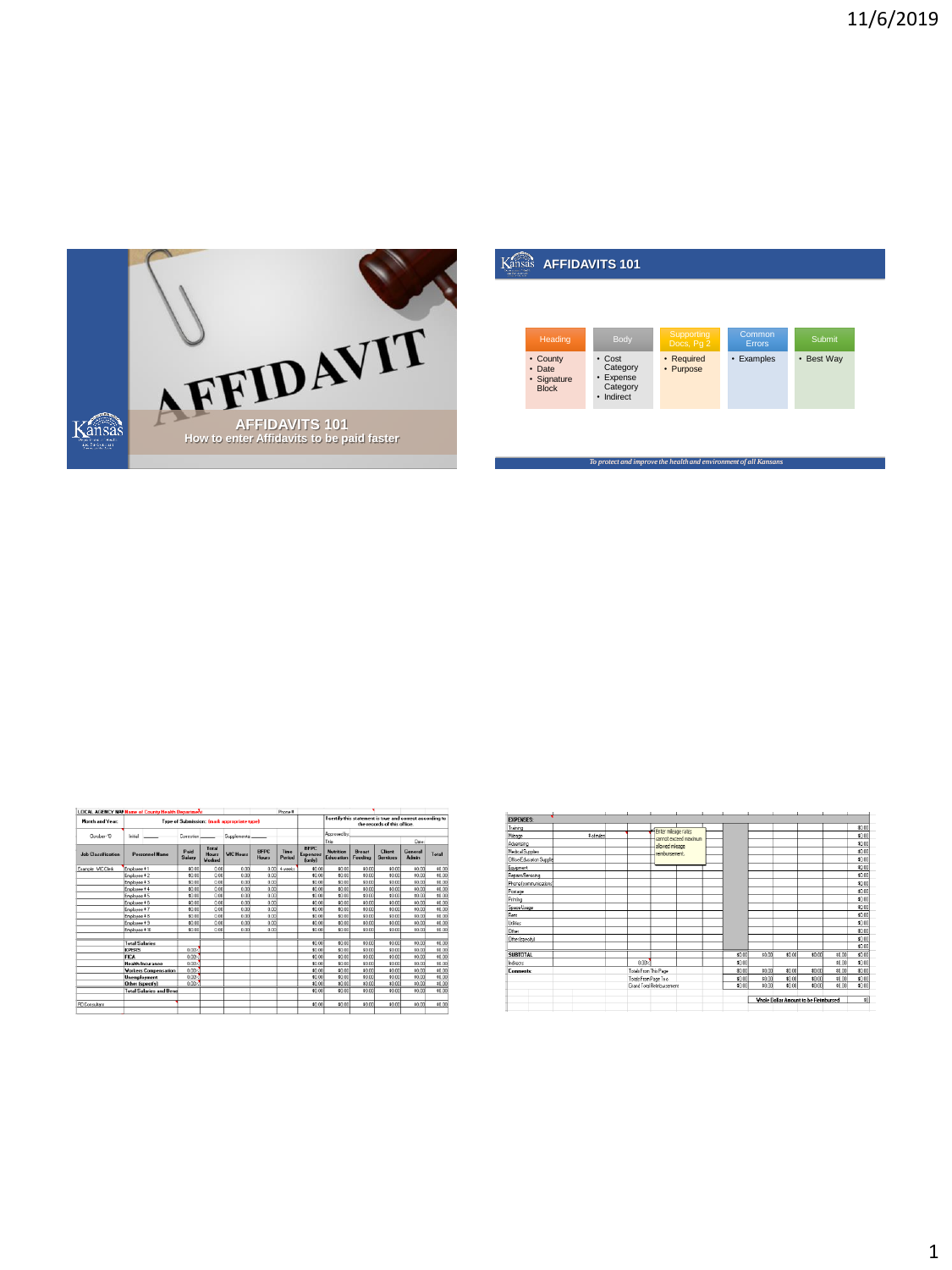# AFFIDAVITS 101

How to enter Affidavits to be paid faster

## AFFIDAVITS 101

| Heading | Body | Supporting Docs, Pg 2 | Common Errors | Submit |
|---|---|---|---|---|
| • County<br>• Date<br>• Signature Block | • Cost Category<br>• Expense Category<br>• Indirect | • Required<br>• Purpose | • Examples | • Best Way |

*To protect and improve the health and environment of all Kansans*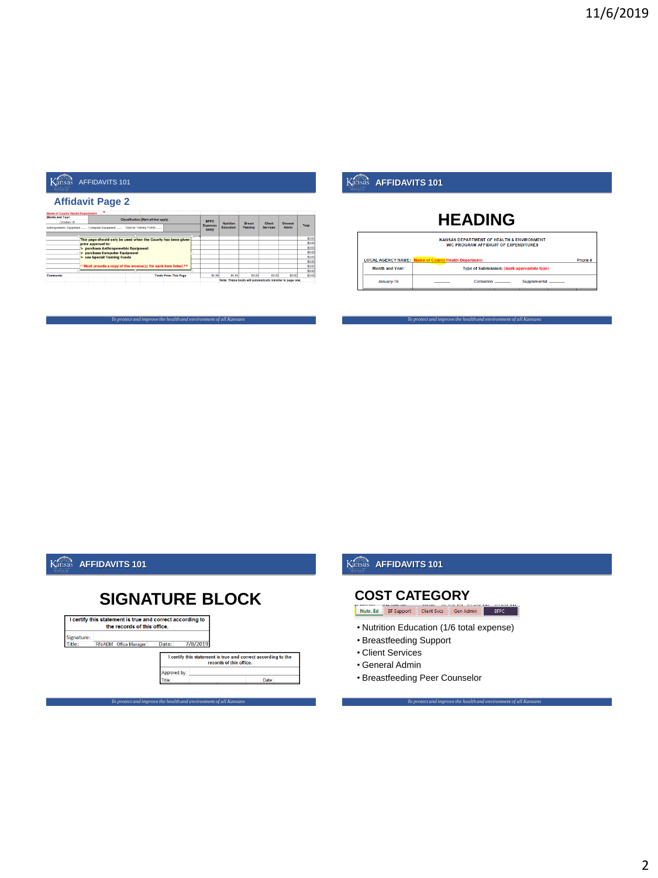## Affidavit Page 2

| Name of County Health Department | | | | | | | |
|---|---|---|---|---|---|---|---|
| Month and Year: | Classification (Mark all that apply) | BFPC Expenses (only) | Nutrition Education | Breast Feeding | Client Services | General Admin | Total |
| October-19 | | | | | | | |
| Anthropometric Equipment ___ | Computer Equipment ___ Special Training Funds ___ | | | | | | |

This page should only be used when the County has been given prior approval to:
> purchase Anthropometric Equipment
> purchase Computer Equipment
> use Special Training Funds

**Must provide a copy of the invoice(s) for each item listed.**

| Comments: | Totals From This Page | $0.00 | $0.00 | $0.00 | $0.00 | $0.00 | $0.00 |
|---|---|---|---|---|---|---|---|

Note: These totals will automatically transfer to page one.

## HEADING

KANSAS DEPARTMENT OF HEALTH & ENVIRONMENT
WIC PROGRAM AFFIDAVIT OF EXPENDITURES

LOCAL AGENCY NAME: Name of County Health Department    Phone #

| Month and Year: | Type of Submission: (mark appropriate type) |
|---|---|
| January-19 | ______ Correction ______ Supplemental ______ |

## SIGNATURE BLOCK

I certify this statement is true and correct according to the records of this office.

Signature:
Title: RN/ADM Office Manager    Date: 7/8/2019

I certify this statement is true and correct according to the records of this office.

Approved by:
Title:    Date

## COST CATEGORY

| Nutr. Ed | BF Support | Client Svcs | Gen Admin | BFPC |
|---|---|---|---|---|

- Nutrition Education (1/6 total expense)
- Breastfeeding Support
- Client Services
- General Admin
- Breastfeeding Peer Counselor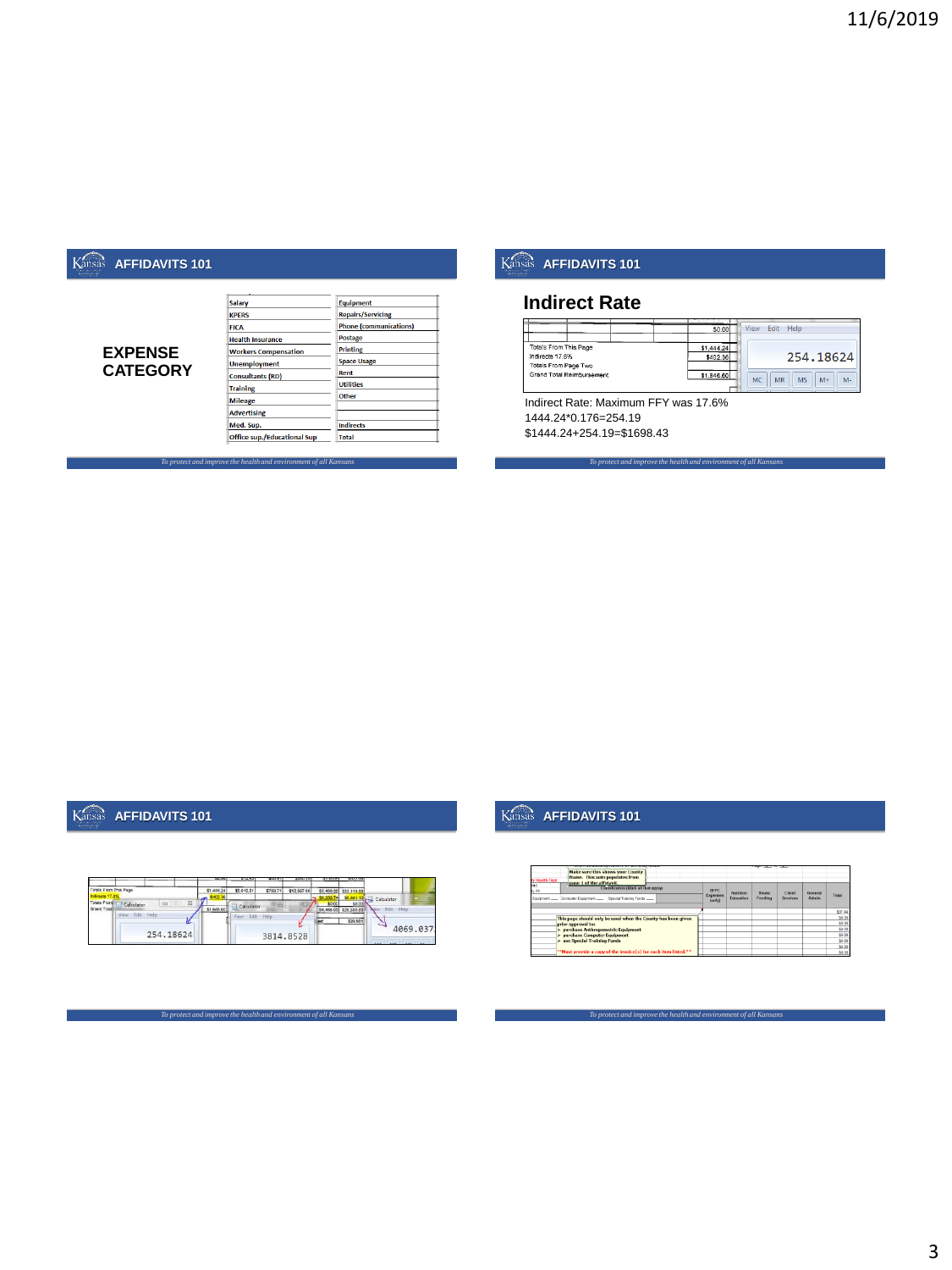## AFFIDAVITS 101

**EXPENSE CATEGORY**

| | |
|---|---|
| Salary | Equipment |
| KPERS | Repairs/Servicing |
| FICA | Phone (communications) |
| Health Insurance | Postage |
| Workers Compensation | Printing |
| Unemployment | Space Usage |
| Consultants (RD) | Rent |
| Training | Utilities |
| Mileage | Other |
| Advertising | |
| Med. Sup. | Indirects |
| Office sup./Educational Sup | Total |

*To protect and improve the health and environment of all Kansans*

## AFFIDAVITS 101

### Indirect Rate

| | |
|---|---|
| | $0.00 |
| Totals From This Page | $1,444.24 |
| Indirects 17.6% | $402.36 |
| Totals From Page Two | |
| Grand Total Reimbursement | $1,846.60 |

254.18624

Indirect Rate: Maximum FFY was 17.6%
1444.24*0.176=254.19
$1444.24+254.19=$1698.43

*To protect and improve the health and environment of all Kansans*

## AFFIDAVITS 101

| | | | | | | |
|---|---|---|---|---|---|---|
| Totals From This Page | $1,444.24 | $5,610.51 | $769.71 | $10,567.66 | $3,406.95 | $21,119.53 |
| Indirects 17.6% | $402.36 | | | | $6,330.74 | $6,441.18 |
| Totals From | | | | | $0.00 | $0.00 |
| Grand Total | $1,846.60 | | | | $9,496.03 | $26,589.63 |

254.18624

3814.8528

4069.037

*To protect and improve the health and environment of all Kansans*

## AFFIDAVITS 101

Make sure this shows your County Name. This auto populates from page 1 of the affidavit.

Classification (Mark all that apply)

Equipment ___ Computer Equipment ___ Special Training Funds ___

| BFPC Expenses (only) | Nutrition Education | Breast Feeding | Client Services | General Admin | Total |
|---|---|---|---|---|---|
| | | | | | $37.44 |
| | | | | | $0.00 |
| | | | | | $0.00 |
| | | | | | $0.00 |
| | | | | | $0.00 |
| | | | | | $0.00 |
| | | | | | $0.00 |
| | | | | | $0.00 |

This page should only be used when the County has been given prior approval to:
- purchase Anthropometric Equipment
- purchase Computer Equipment
- use Special Training Funds

**Must provide a copy of the invoice(s) for each item listed.**

*To protect and improve the health and environment of all Kansans*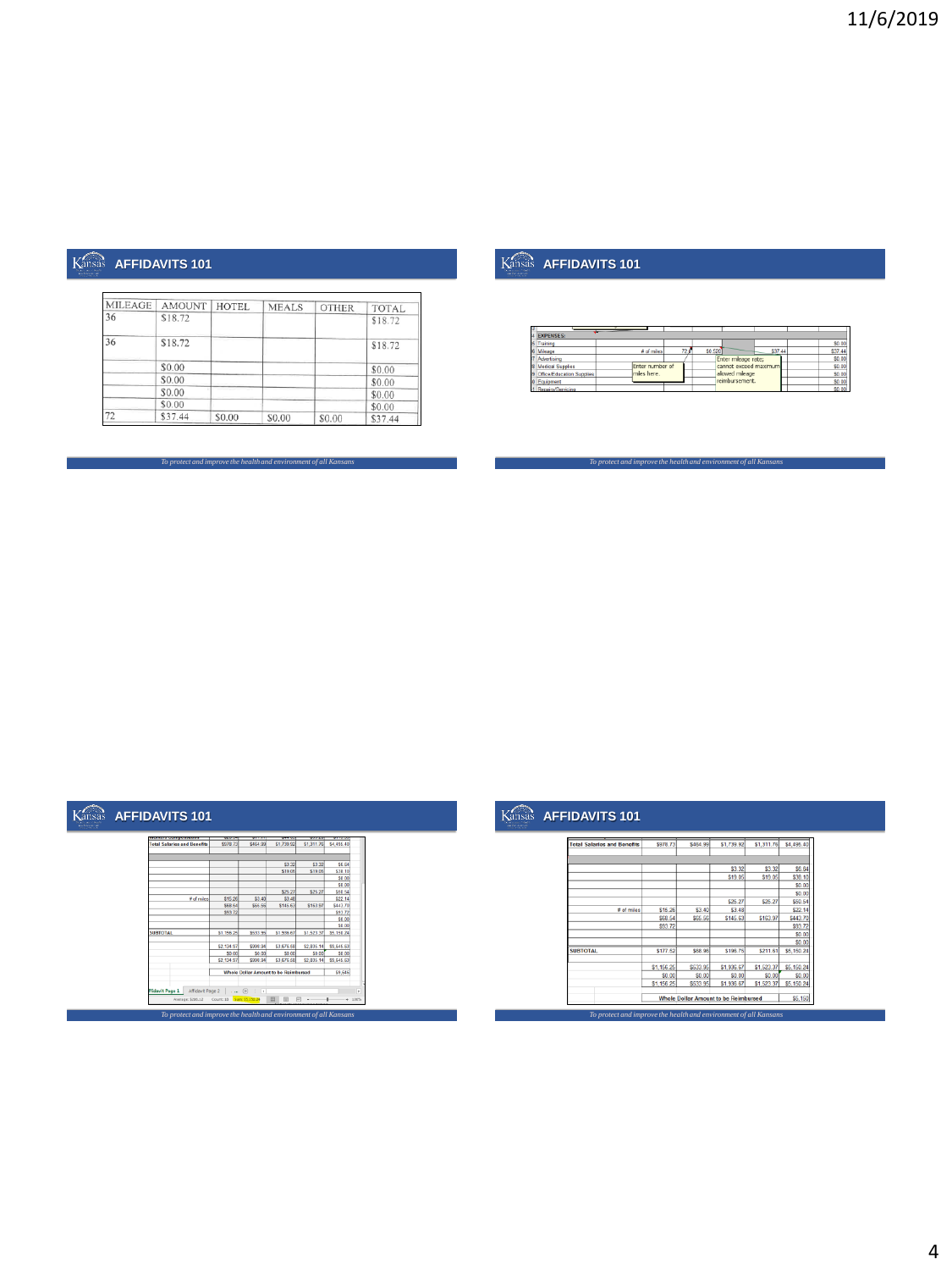## AFFIDAVITS 101

| MILEAGE | AMOUNT | HOTEL | MEALS | OTHER | TOTAL |
|---|---|---|---|---|---|
| 36 | $18.72 | | | | $18.72 |
| 36 | $18.72 | | | | $18.72 |
| | $0.00 | | | | $0.00 |
| | $0.00 | | | | $0.00 |
| | $0.00 | | | | $0.00 |
| | $0.00 | | | | $0.00 |
| 72 | $37.44 | $0.00 | $0.00 | $0.00 | $37.44 |

*To protect and improve the health and environment of all Kansans*

## AFFIDAVITS 101

| | | | | | | |
|---|---|---|---|---|---|---|
| EXPENSES: | | | | | | |
| Training | | | | | | $0.00 |
| Mileage | # of miles | 72.0 | $0.520 | | $37.44 | $37.44 |
| Advertising | | | | | | $0.00 |
| Medical Supplies | | | | | | $0.00 |
| Office/Education Supplies | | | | | | $0.00 |
| Equipment | | | | | | $0.00 |
| Repairs/Servicing | | | | | | $0.00 |

Enter number of miles here.

Enter mileage rate; cannot exceed maximum allowed mileage reimbursement.

*To protect and improve the health and environment of all Kansans*

## AFFIDAVITS 101

| | | | | | |
|---|---|---|---|---|---|
| Total Salaries and Benefits | $978.73 | $464.99 | $1,739.92 | $1,311.76 | $4,495.40 |
| | | | $3.32 | $3.32 | $6.64 |
| | | | $19.05 | $19.05 | $38.10 |
| | | | | | $0.00 |
| | | | | | $0.00 |
| | | | $25.27 | $25.27 | $50.54 |
| # of miles | $15.26 | $3.40 | $3.48 | | $22.14 |
| | $68.54 | $65.56 | $145.63 | $163.97 | $443.70 |
| | $93.72 | | | | $93.72 |
| | | | | | $0.00 |
| | | | | | $0.00 |
| SUBTOTAL | $1,156.25 | $533.95 | $1,936.67 | $1,523.37 | $5,150.24 |
| | $2,124.97 | $998.94 | $3,676.68 | $2,835.14 | $9,645.63 |
| | $0.00 | $0.00 | $0.00 | $0.00 | $0.00 |
| | $2,124.97 | $998.94 | $3,676.68 | $2,835.14 | $9,645.63 |
| Whole Dollar Amount to be Reimbursed | | | | | $9,646 |

*To protect and improve the health and environment of all Kansans*

## AFFIDAVITS 101

| | | | | | |
|---|---|---|---|---|---|
| Total Salaries and Benefits | $978.73 | $464.99 | $1,739.92 | $1,311.76 | $4,495.40 |
| | | | $3.32 | $3.32 | $6.64 |
| | | | $19.05 | $19.05 | $38.10 |
| | | | | | $0.00 |
| | | | | | $0.00 |
| | | | $25.27 | $25.27 | $50.54 |
| # of miles | $15.26 | $3.40 | $3.48 | | $22.14 |
| | $68.54 | $65.56 | $145.63 | $163.97 | $443.70 |
| | $93.72 | | | | $93.72 |
| | | | | | $0.00 |
| | | | | | $0.00 |
| SUBTOTAL | $177.52 | $68.96 | $196.75 | $211.61 | $5,150.24 |
| | $1,156.25 | $533.95 | $1,936.67 | $1,523.37 | $5,150.24 |
| | $0.00 | $0.00 | $0.00 | $0.00 | $0.00 |
| | $1,156.25 | $533.95 | $1,936.67 | $1,523.37 | $5,150.24 |
| Whole Dollar Amount to be Reimbursed | | | | | $5,150 |

*To protect and improve the health and environment of all Kansans*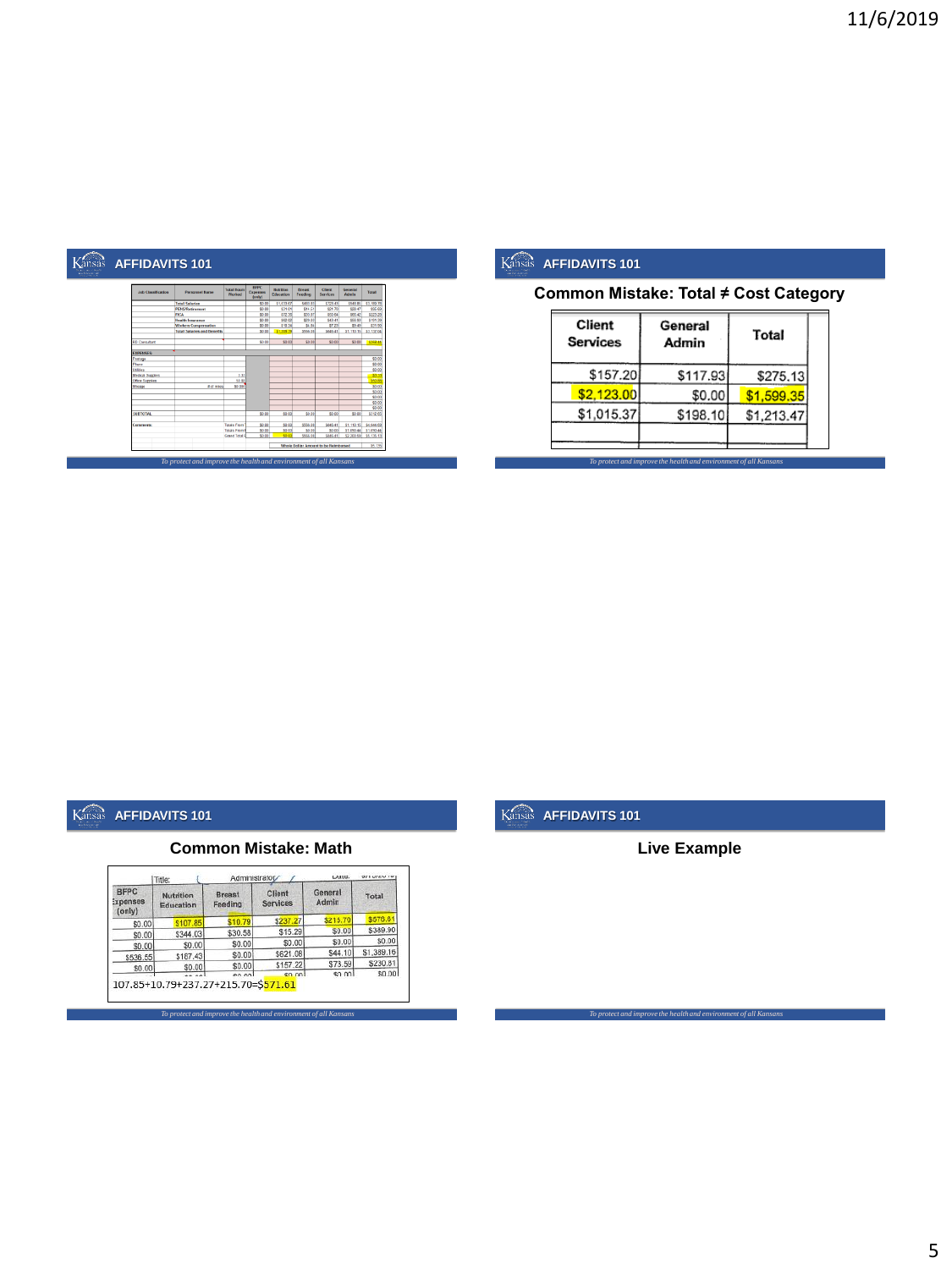## AFFIDAVITS 101

## AFFIDAVITS 101

### Common Mistake: Total ≠ Cost Category

| Client Services | General Admin | Total |
|---|---|---|
| $157.20 | $117.93 | $275.13 |
| $2,123.00 | $0.00 | $1,599.35 |
| $1,015.37 | $198.10 | $1,213.47 |
| | | |

## AFFIDAVITS 101

### Common Mistake: Math

| BFPC Expenses (only) | Nutrition Education | Breast Feeding | Client Services | General Admin | Total |
|---|---|---|---|---|---|
| $0.00 | $107.85 | $10.79 | $237.27 | $215.70 | $576.61 |
| $0.00 | $344.03 | $30.58 | $15.29 | $0.00 | $389.90 |
| $0.00 | $0.00 | $0.00 | $0.00 | $0.00 | $0.00 |
| $536.55 | $187.43 | $0.00 | $621.08 | $44.10 | $1,389.16 |
| $0.00 | $0.00 | $0.00 | $157.22 | $73.59 | $230.81 |

107.85+10.79+237.27+215.70=$571.61

## AFFIDAVITS 101

### Live Example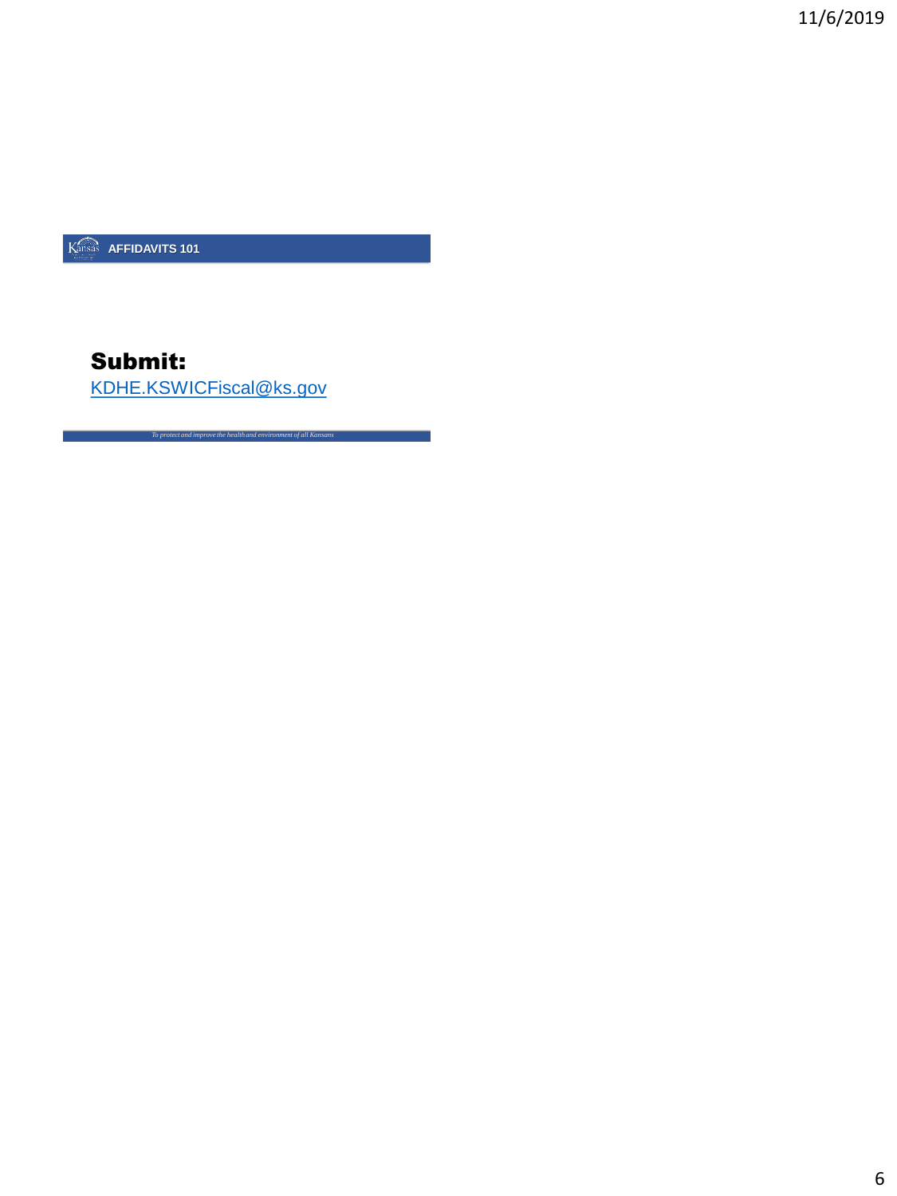AFFIDAVITS 101

**Submit:**

KDHE.KSWICFiscal@ks.gov

*To protect and improve the health and environment of all Kansans*